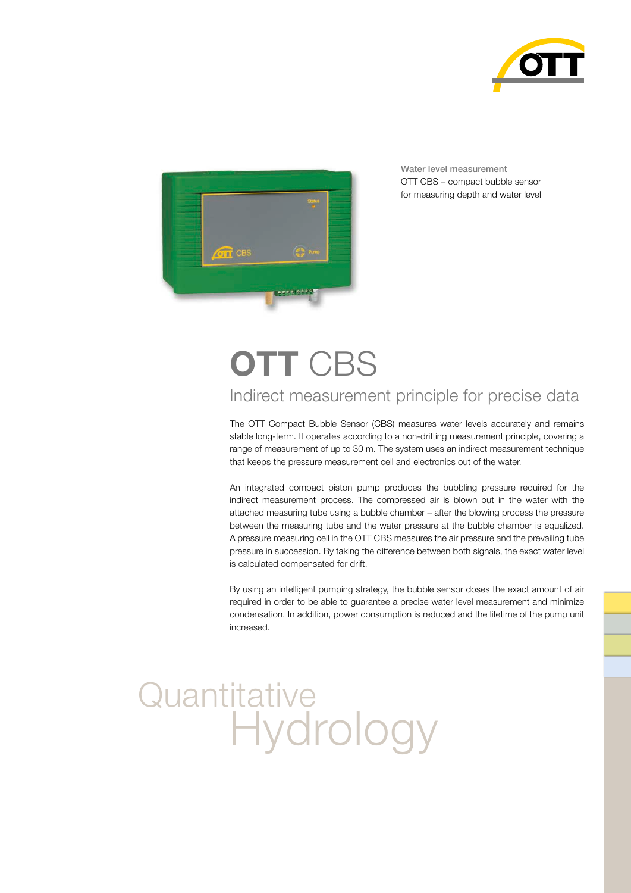Water level measurement
OTT CBS – compact bubble sensor for measuring depth and water level

# OTT CBS

## Indirect measurement principle for precise data

The OTT Compact Bubble Sensor (CBS) measures water levels accurately and remains stable long-term. It operates according to a non-drifting measurement principle, covering a range of measurement of up to 30 m. The system uses an indirect measurement technique that keeps the pressure measurement cell and electronics out of the water.

An integrated compact piston pump produces the bubbling pressure required for the indirect measurement process. The compressed air is blown out in the water with the attached measuring tube using a bubble chamber – after the blowing process the pressure between the measuring tube and the water pressure at the bubble chamber is equalized. A pressure measuring cell in the OTT CBS measures the air pressure and the prevailing tube pressure in succession. By taking the difference between both signals, the exact water level is calculated compensated for drift.

By using an intelligent pumping strategy, the bubble sensor doses the exact amount of air required in order to be able to guarantee a precise water level measurement and minimize condensation. In addition, power consumption is reduced and the lifetime of the pump unit increased.

Quantitative Hydrology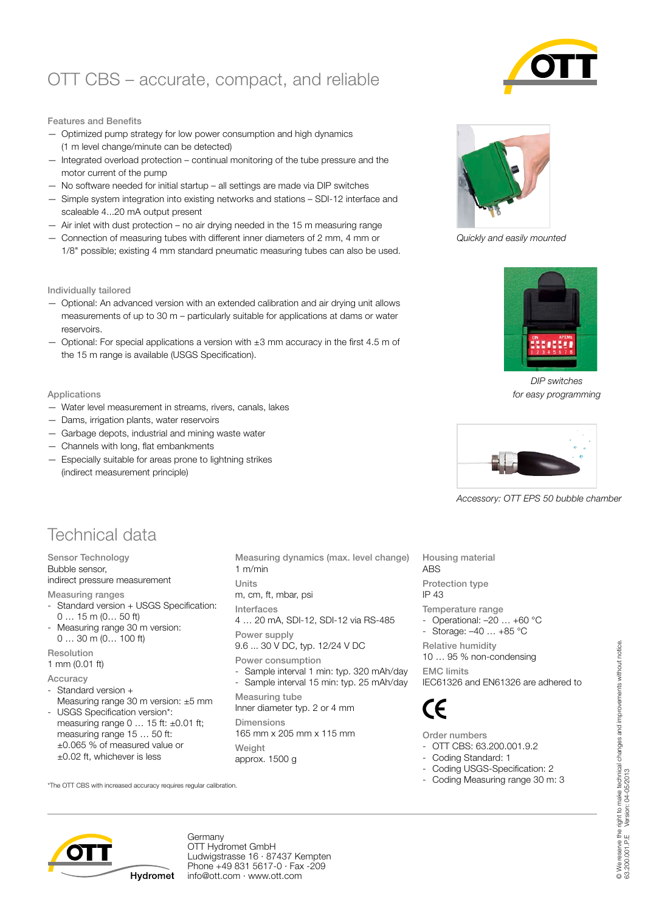# OTT CBS – accurate, compact, and reliable

**Features and Benefits**

- Optimized pump strategy for low power consumption and high dynamics (1 m level change/minute can be detected)
- Integrated overload protection – continual monitoring of the tube pressure and the motor current of the pump
- No software needed for initial startup – all settings are made via DIP switches
- Simple system integration into existing networks and stations – SDI-12 interface and scaleable 4...20 mA output present
- Air inlet with dust protection – no air drying needed in the 15 m measuring range
- Connection of measuring tubes with different inner diameters of 2 mm, 4 mm or 1/8" possible; existing 4 mm standard pneumatic measuring tubes can also be used.

**Individually tailored**

- Optional: An advanced version with an extended calibration and air drying unit allows measurements of up to 30 m – particularly suitable for applications at dams or water reservoirs.
- Optional: For special applications a version with ±3 mm accuracy in the first 4.5 m of the 15 m range is available (USGS Specification).

**Applications**

- Water level measurement in streams, rivers, canals, lakes
- Dams, irrigation plants, water reservoirs
- Garbage depots, industrial and mining waste water
- Channels with long, flat embankments
- Especially suitable for areas prone to lightning strikes (indirect measurement principle)

*Quickly and easily mounted*

*DIP switches for easy programming*

*Accessory: OTT EPS 50 bubble chamber*

## Technical data

**Sensor Technology**
Bubble sensor,
indirect pressure measurement

**Measuring ranges**
- Standard version + USGS Specification: 0 … 15 m (0… 50 ft)
- Measuring range 30 m version: 0 … 30 m (0… 100 ft)

**Resolution**
1 mm (0.01 ft)

**Accuracy**
- Standard version + Measuring range 30 m version: ±5 mm
- USGS Specification version*: measuring range 0 … 15 ft: ±0.01 ft; measuring range 15 … 50 ft: ±0.065 % of measured value or ±0.02 ft, whichever is less

**Measuring dynamics (max. level change)**
1 m/min

**Units**
m, cm, ft, mbar, psi

**Interfaces**
4 … 20 mA, SDI-12, SDI-12 via RS-485

**Power supply**
9.6 ... 30 V DC, typ. 12/24 V DC

**Power consumption**
- Sample interval 1 min: typ. 320 mAh/day
- Sample interval 15 min: typ. 25 mAh/day

**Measuring tube**
Inner diameter typ. 2 or 4 mm

**Dimensions**
165 mm x 205 mm x 115 mm

**Weight**
approx. 1500 g

**Housing material**
ABS

**Protection type**
IP 43

**Temperature range**
- Operational: –20 … +60 °C
- Storage: –40 … +85 °C

**Relative humidity**
10 … 95 % non-condensing

**EMC limits**
IEC61326 and EN61326 are adhered to

CE

**Order numbers**
- OTT CBS: 63.200.001.9.2
- Coding Standard: 1
- Coding USGS-Specification: 2
- Coding Measuring range 30 m: 3

*The OTT CBS with increased accuracy requires regular calibration.

Germany
OTT Hydromet GmbH
Ludwigstrasse 16 · 87437 Kempten
Phone +49 831 5617-0 · Fax -209
info@ott.com · www.ott.com

© We reserve the right to make technical changes and improvements without notice.
63.200.001.P.E Version: 04-05/2013